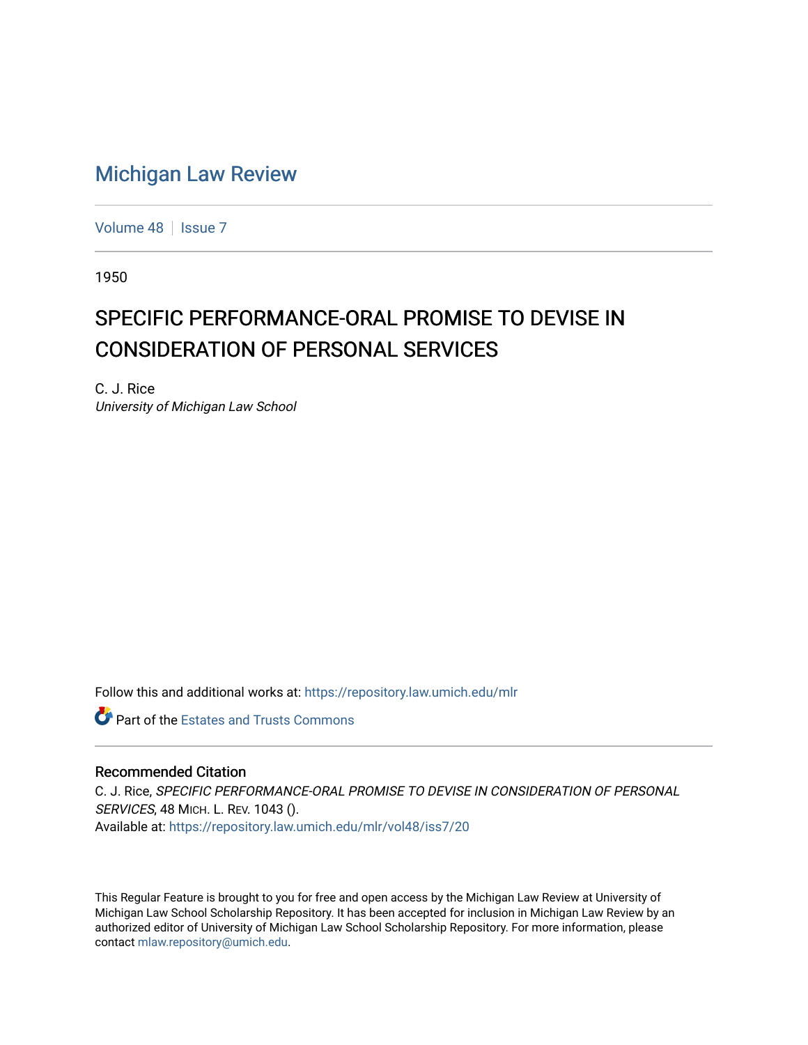# Michigan Law Review

Volume 48 | Issue 7

1950

## SPECIFIC PERFORMANCE-ORAL PROMISE TO DEVISE IN CONSIDERATION OF PERSONAL SERVICES

C. J. Rice
*University of Michigan Law School*

Follow this and additional works at: https://repository.law.umich.edu/mlr

Part of the Estates and Trusts Commons

### Recommended Citation

C. J. Rice, *SPECIFIC PERFORMANCE-ORAL PROMISE TO DEVISE IN CONSIDERATION OF PERSONAL SERVICES*, 48 MICH. L. REV. 1043 ().
Available at: https://repository.law.umich.edu/mlr/vol48/iss7/20

This Regular Feature is brought to you for free and open access by the Michigan Law Review at University of Michigan Law School Scholarship Repository. It has been accepted for inclusion in Michigan Law Review by an authorized editor of University of Michigan Law School Scholarship Repository. For more information, please contact mlaw.repository@umich.edu.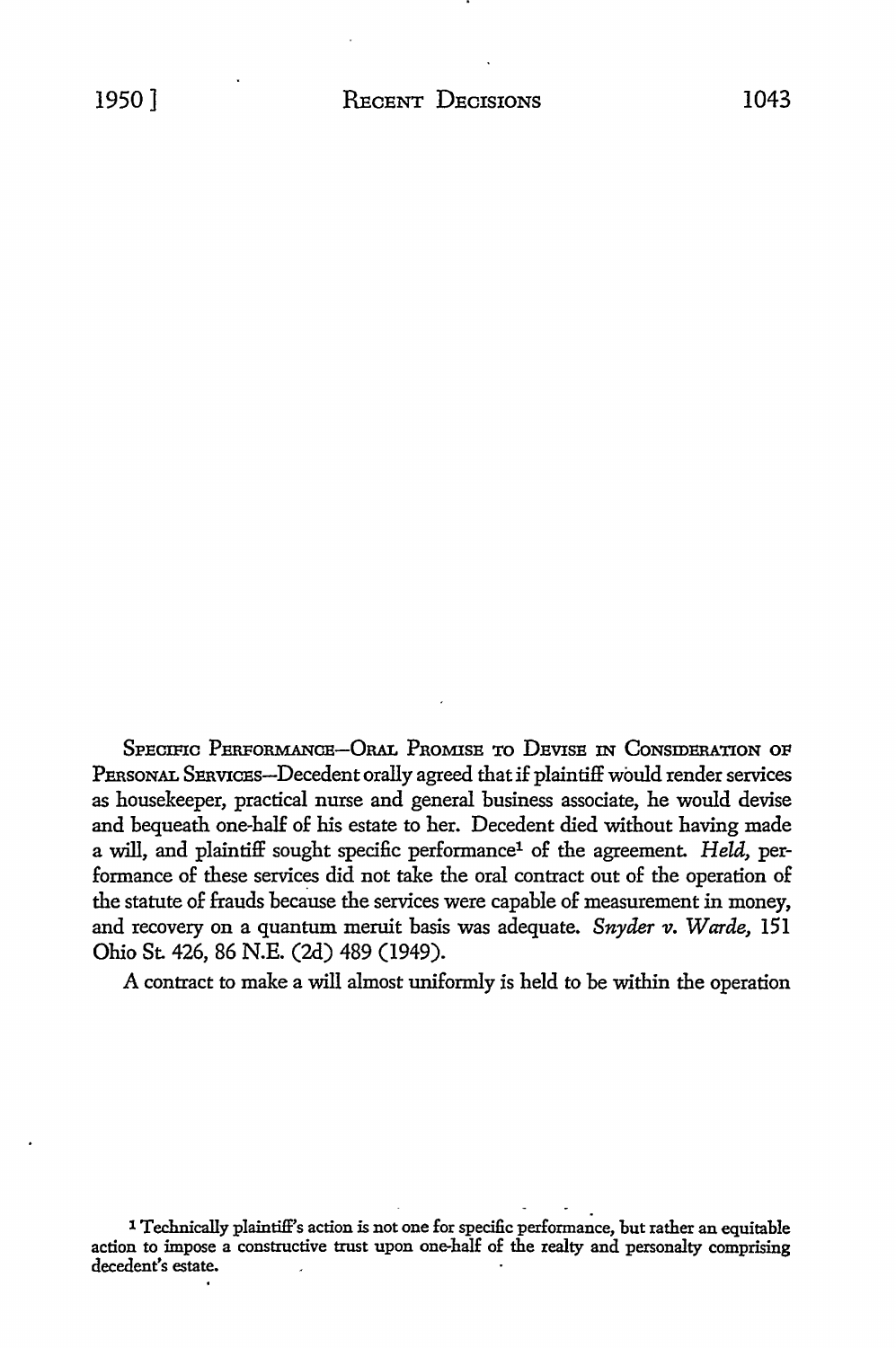SPECIFIC PERFORMANCE—ORAL PROMISE TO DEVISE IN CONSIDERATION OF PERSONAL SERVICES—Decedent orally agreed that if plaintiff would render services as housekeeper, practical nurse and general business associate, he would devise and bequeath one-half of his estate to her. Decedent died without having made a will, and plaintiff sought specific performance[1] of the agreement. *Held,* performance of these services did not take the oral contract out of the operation of the statute of frauds because the services were capable of measurement in money, and recovery on a quantum meruit basis was adequate. *Snyder v. Warde,* 151 Ohio St. 426, 86 N.E. (2d) 489 (1949).

A contract to make a will almost uniformly is held to be within the operation

[1] Technically plaintiff's action is not one for specific performance, but rather an equitable action to impose a constructive trust upon one-half of the realty and personalty comprising decedent's estate.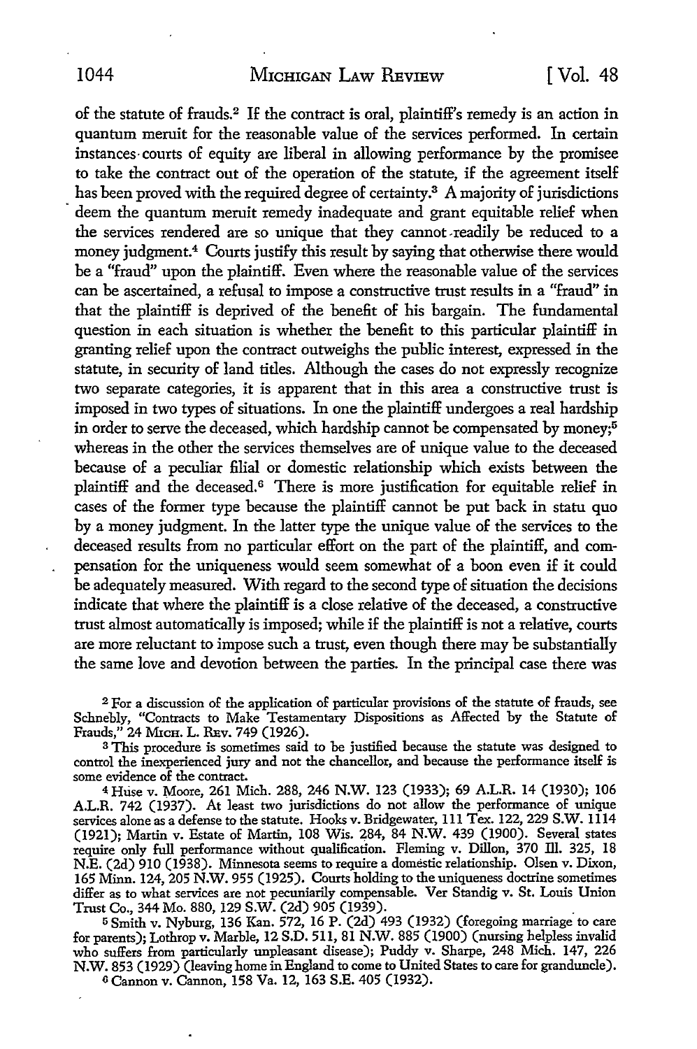of the statute of frauds.[2] If the contract is oral, plaintiff's remedy is an action in quantum meruit for the reasonable value of the services performed. In certain instances courts of equity are liberal in allowing performance by the promisee to take the contract out of the operation of the statute, if the agreement itself has been proved with the required degree of certainty.[3] A majority of jurisdictions deem the quantum meruit remedy inadequate and grant equitable relief when the services rendered are so unique that they cannot readily be reduced to a money judgment.[4] Courts justify this result by saying that otherwise there would be a "fraud" upon the plaintiff. Even where the reasonable value of the services can be ascertained, a refusal to impose a constructive trust results in a "fraud" in that the plaintiff is deprived of the benefit of his bargain. The fundamental question in each situation is whether the benefit to this particular plaintiff in granting relief upon the contract outweighs the public interest, expressed in the statute, in security of land titles. Although the cases do not expressly recognize two separate categories, it is apparent that in this area a constructive trust is imposed in two types of situations. In one the plaintiff undergoes a real hardship in order to serve the deceased, which hardship cannot be compensated by money;[5] whereas in the other the services themselves are of unique value to the deceased because of a peculiar filial or domestic relationship which exists between the plaintiff and the deceased.[6] There is more justification for equitable relief in cases of the former type because the plaintiff cannot be put back in statu quo by a money judgment. In the latter type the unique value of the services to the deceased results from no particular effort on the part of the plaintiff, and compensation for the uniqueness would seem somewhat of a boon even if it could be adequately measured. With regard to the second type of situation the decisions indicate that where the plaintiff is a close relative of the deceased, a constructive trust almost automatically is imposed; while if the plaintiff is not a relative, courts are more reluctant to impose such a trust, even though there may be substantially the same love and devotion between the parties. In the principal case there was

[2] For a discussion of the application of particular provisions of the statute of frauds, see Schnebly, "Contracts to Make Testamentary Dispositions as Affected by the Statute of Frauds," 24 MICH. L. REV. 749 (1926).

[3] This procedure is sometimes said to be justified because the statute was designed to control the inexperienced jury and not the chancellor, and because the performance itself is some evidence of the contract.

[4] Huse v. Moore, 261 Mich. 288, 246 N.W. 123 (1933); 69 A.L.R. 14 (1930); 106 A.L.R. 742 (1937). At least two jurisdictions do not allow the performance of unique services alone as a defense to the statute. Hooks v. Bridgewater, 111 Tex. 122, 229 S.W. 1114 (1921); Martin v. Estate of Martin, 108 Wis. 284, 84 N.W. 439 (1900). Several states require only full performance without qualification. Fleming v. Dillon, 370 Ill. 325, 18 N.E. (2d) 910 (1938). Minnesota seems to require a domestic relationship. Olsen v. Dixon, 165 Minn. 124, 205 N.W. 955 (1925). Courts holding to the uniqueness doctrine sometimes differ as to what services are not pecuniarily compensable. Ver Standig v. St. Louis Union Trust Co., 344 Mo. 880, 129 S.W. (2d) 905 (1939).

[5] Smith v. Nyburg, 136 Kan. 572, 16 P. (2d) 493 (1932) (foregoing marriage to care for parents); Lothrop v. Marble, 12 S.D. 511, 81 N.W. 885 (1900) (nursing helpless invalid who suffers from particularly unpleasant disease); Puddy v. Sharpe, 248 Mich. 147, 226 N.W. 853 (1929) (leaving home in England to come to United States to care for granduncle).

[6] Cannon v. Cannon, 158 Va. 12, 163 S.E. 405 (1932).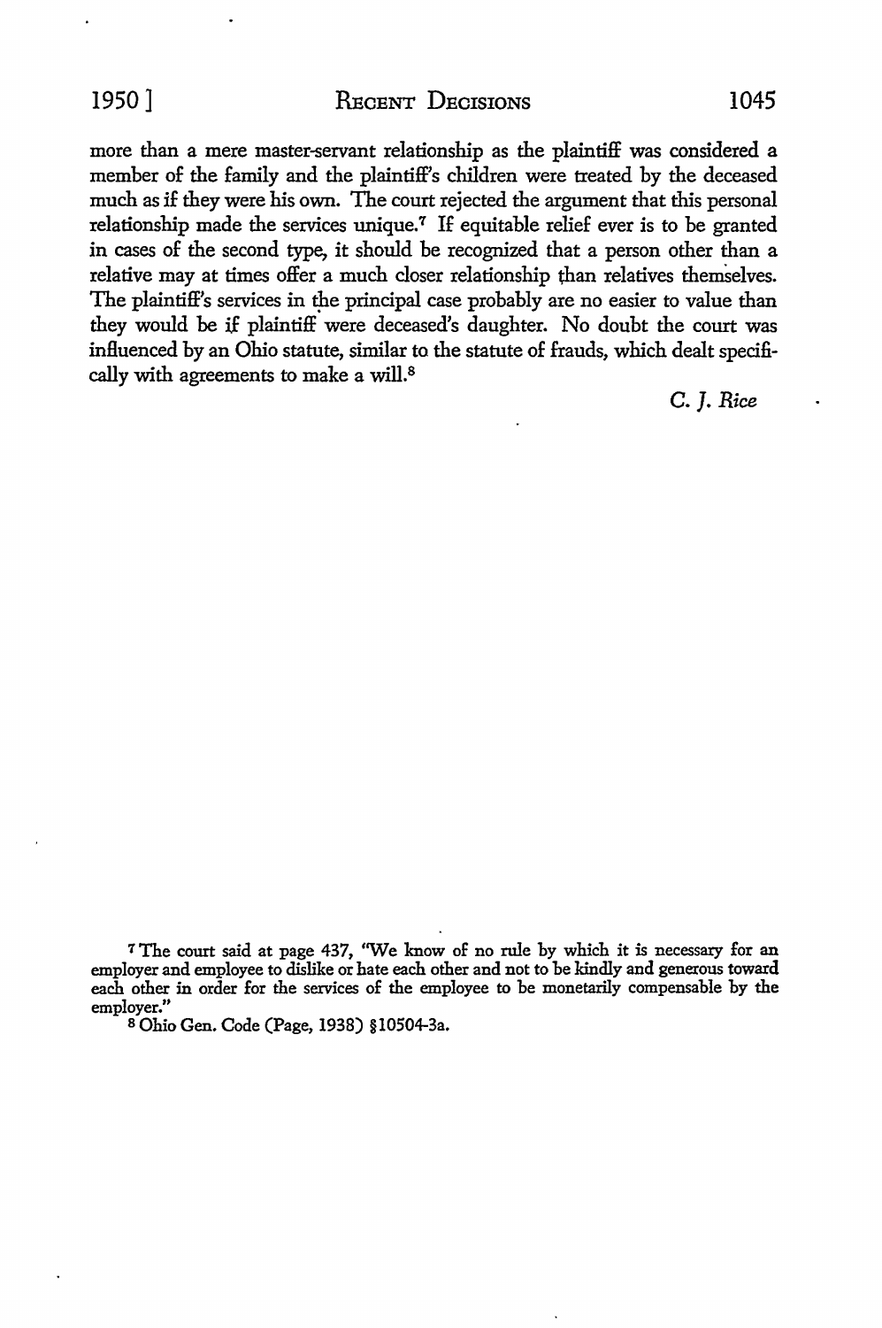more than a mere master-servant relationship as the plaintiff was considered a member of the family and the plaintiff's children were treated by the deceased much as if they were his own. The court rejected the argument that this personal relationship made the services unique.[7] If equitable relief ever is to be granted in cases of the second type, it should be recognized that a person other than a relative may at times offer a much closer relationship than relatives themselves. The plaintiff's services in the principal case probably are no easier to value than they would be if plaintiff were deceased's daughter. No doubt the court was influenced by an Ohio statute, similar to the statute of frauds, which dealt specifically with agreements to make a will.[8]

*C. J. Rice*

[7] The court said at page 437, "We know of no rule by which it is necessary for an employer and employee to dislike or hate each other and not to be kindly and generous toward each other in order for the services of the employee to be monetarily compensable by the employer."

[8] Ohio Gen. Code (Page, 1938) §10504-3a.